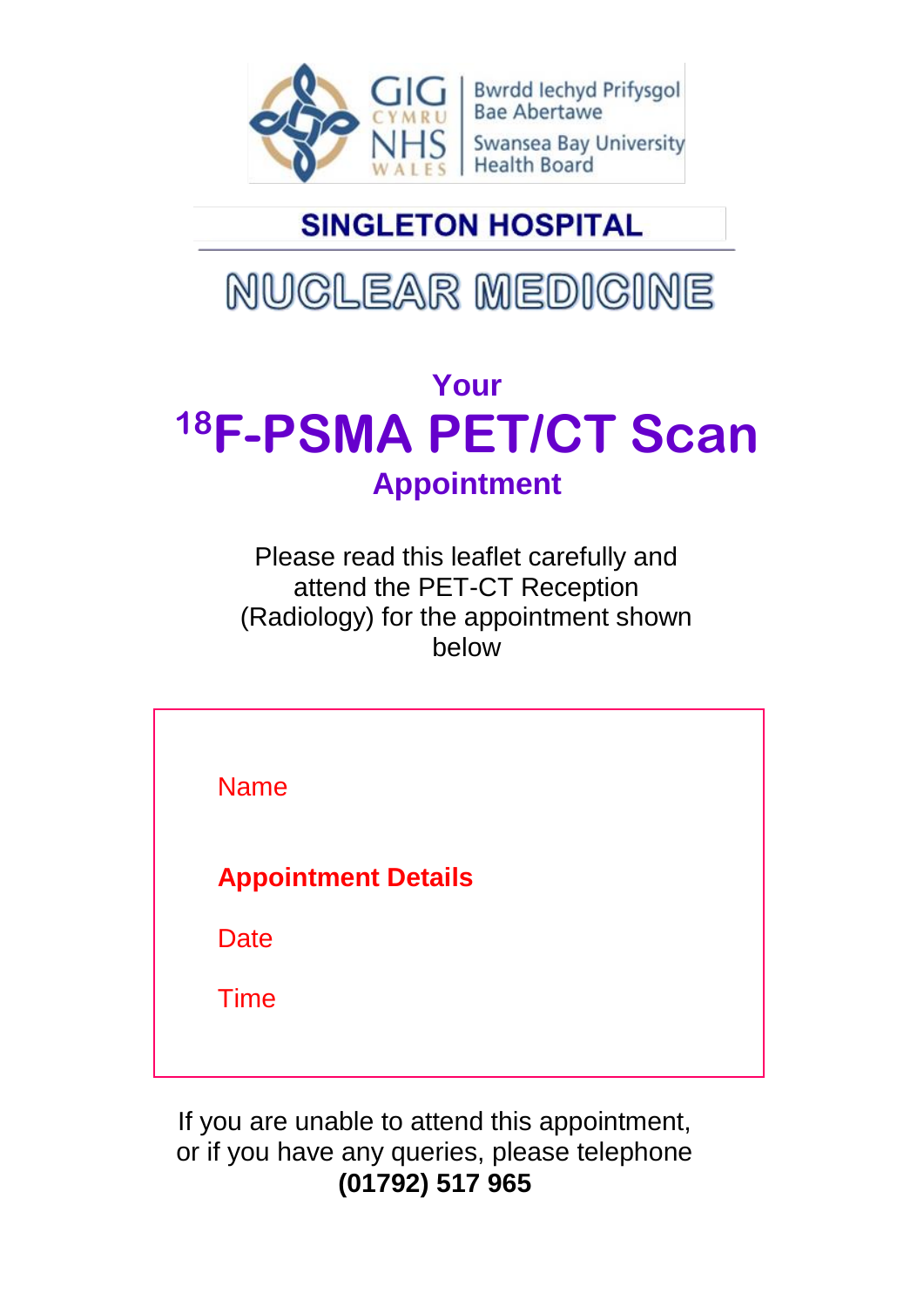Bwrdd Iechyd Prifysgol Bae Abertawe

Swansea Bay University Health Board

GIG CYMRU NHS WALES

**SINGLETON HOSPITAL**

# NUCLEAR MEDICINE

## Your

# $^{18}$F-PSMA PET/CT Scan

## Appointment

Please read this leaflet carefully and attend the PET-CT Reception (Radiology) for the appointment shown below

Name

**Appointment Details**

Date

Time

If you are unable to attend this appointment, or if you have any queries, please telephone **(01792) 517 965**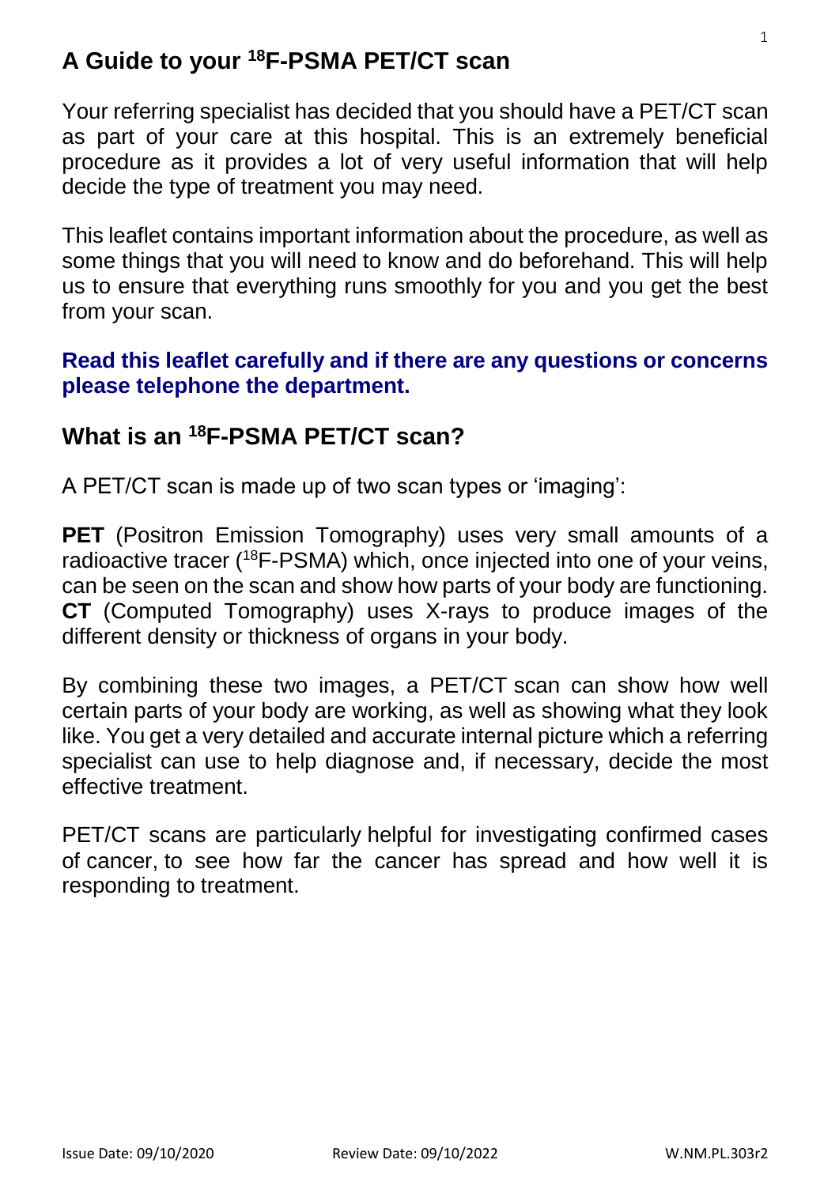## A Guide to your $^{18}$F-PSMA PET/CT scan

Your referring specialist has decided that you should have a PET/CT scan as part of your care at this hospital. This is an extremely beneficial procedure as it provides a lot of very useful information that will help decide the type of treatment you may need.

This leaflet contains important information about the procedure, as well as some things that you will need to know and do beforehand. This will help us to ensure that everything runs smoothly for you and you get the best from your scan.

**Read this leaflet carefully and if there are any questions or concerns please telephone the department.**

## What is an $^{18}$F-PSMA PET/CT scan?

A PET/CT scan is made up of two scan types or 'imaging':

**PET** (Positron Emission Tomography) uses very small amounts of a radioactive tracer ($^{18}$F-PSMA) which, once injected into one of your veins, can be seen on the scan and show how parts of your body are functioning. **CT** (Computed Tomography) uses X-rays to produce images of the different density or thickness of organs in your body.

By combining these two images, a PET/CT scan can show how well certain parts of your body are working, as well as showing what they look like. You get a very detailed and accurate internal picture which a referring specialist can use to help diagnose and, if necessary, decide the most effective treatment.

PET/CT scans are particularly helpful for investigating confirmed cases of cancer, to see how far the cancer has spread and how well it is responding to treatment.

Issue Date: 09/10/2020 Review Date: 09/10/2022 W.NM.PL.303r2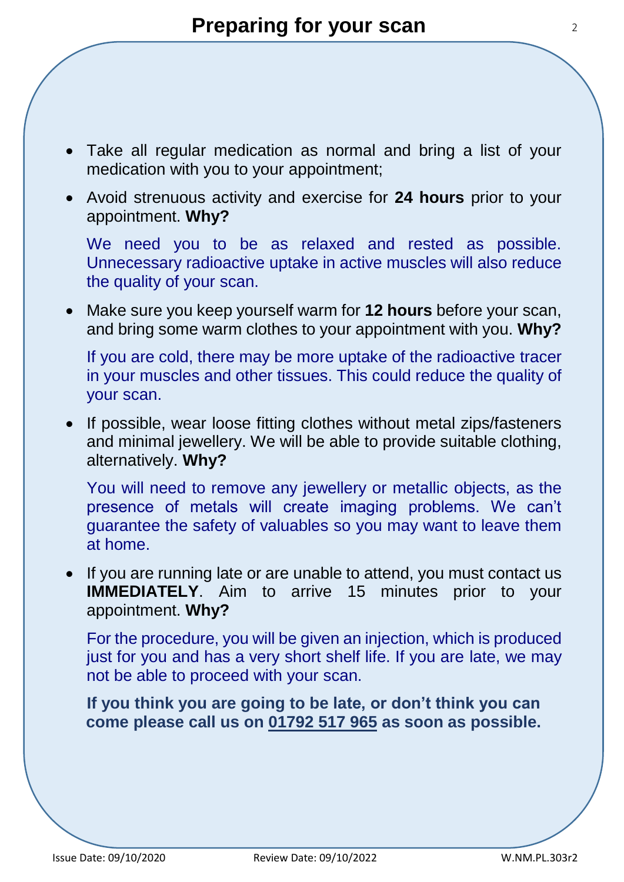# Preparing for your scan

- Take all regular medication as normal and bring a list of your medication with you to your appointment;
- Avoid strenuous activity and exercise for **24 hours** prior to your appointment. **Why?**

  We need you to be as relaxed and rested as possible. Unnecessary radioactive uptake in active muscles will also reduce the quality of your scan.

- Make sure you keep yourself warm for **12 hours** before your scan, and bring some warm clothes to your appointment with you. **Why?**

  If you are cold, there may be more uptake of the radioactive tracer in your muscles and other tissues. This could reduce the quality of your scan.

- If possible, wear loose fitting clothes without metal zips/fasteners and minimal jewellery. We will be able to provide suitable clothing, alternatively. **Why?**

  You will need to remove any jewellery or metallic objects, as the presence of metals will create imaging problems. We can't guarantee the safety of valuables so you may want to leave them at home.

- If you are running late or are unable to attend, you must contact us **IMMEDIATELY**. Aim to arrive 15 minutes prior to your appointment. **Why?**

  For the procedure, you will be given an injection, which is produced just for you and has a very short shelf life. If you are late, we may not be able to proceed with your scan.

  **If you think you are going to be late, or don't think you can come please call us on 01792 517 965 as soon as possible.**

Issue Date: 09/10/2020 Review Date: 09/10/2022 W.NM.PL.303r2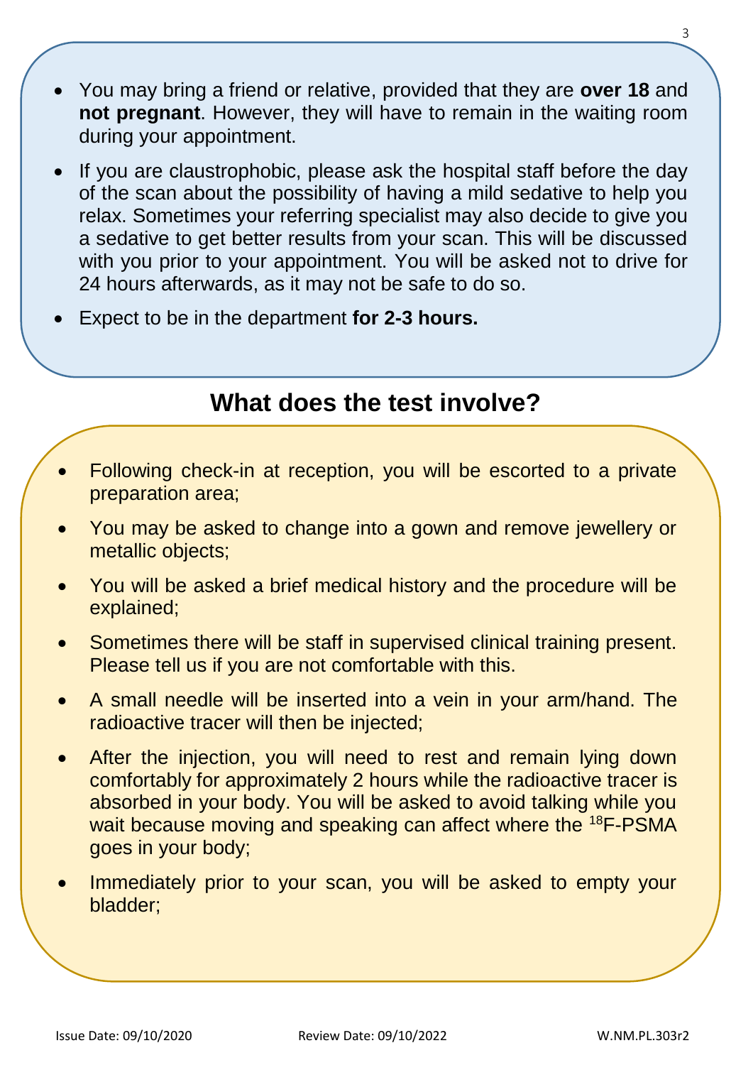- You may bring a friend or relative, provided that they are **over 18** and **not pregnant**. However, they will have to remain in the waiting room during your appointment.
- If you are claustrophobic, please ask the hospital staff before the day of the scan about the possibility of having a mild sedative to help you relax. Sometimes your referring specialist may also decide to give you a sedative to get better results from your scan. This will be discussed with you prior to your appointment. You will be asked not to drive for 24 hours afterwards, as it may not be safe to do so.
- Expect to be in the department **for 2-3 hours.**

## What does the test involve?

- Following check-in at reception, you will be escorted to a private preparation area;
- You may be asked to change into a gown and remove jewellery or metallic objects;
- You will be asked a brief medical history and the procedure will be explained;
- Sometimes there will be staff in supervised clinical training present. Please tell us if you are not comfortable with this.
- A small needle will be inserted into a vein in your arm/hand. The radioactive tracer will then be injected;
- After the injection, you will need to rest and remain lying down comfortably for approximately 2 hours while the radioactive tracer is absorbed in your body. You will be asked to avoid talking while you wait because moving and speaking can affect where the $^{18}$F-PSMA goes in your body;
- Immediately prior to your scan, you will be asked to empty your bladder;

Issue Date: 09/10/2020 Review Date: 09/10/2022 W.NM.PL.303r2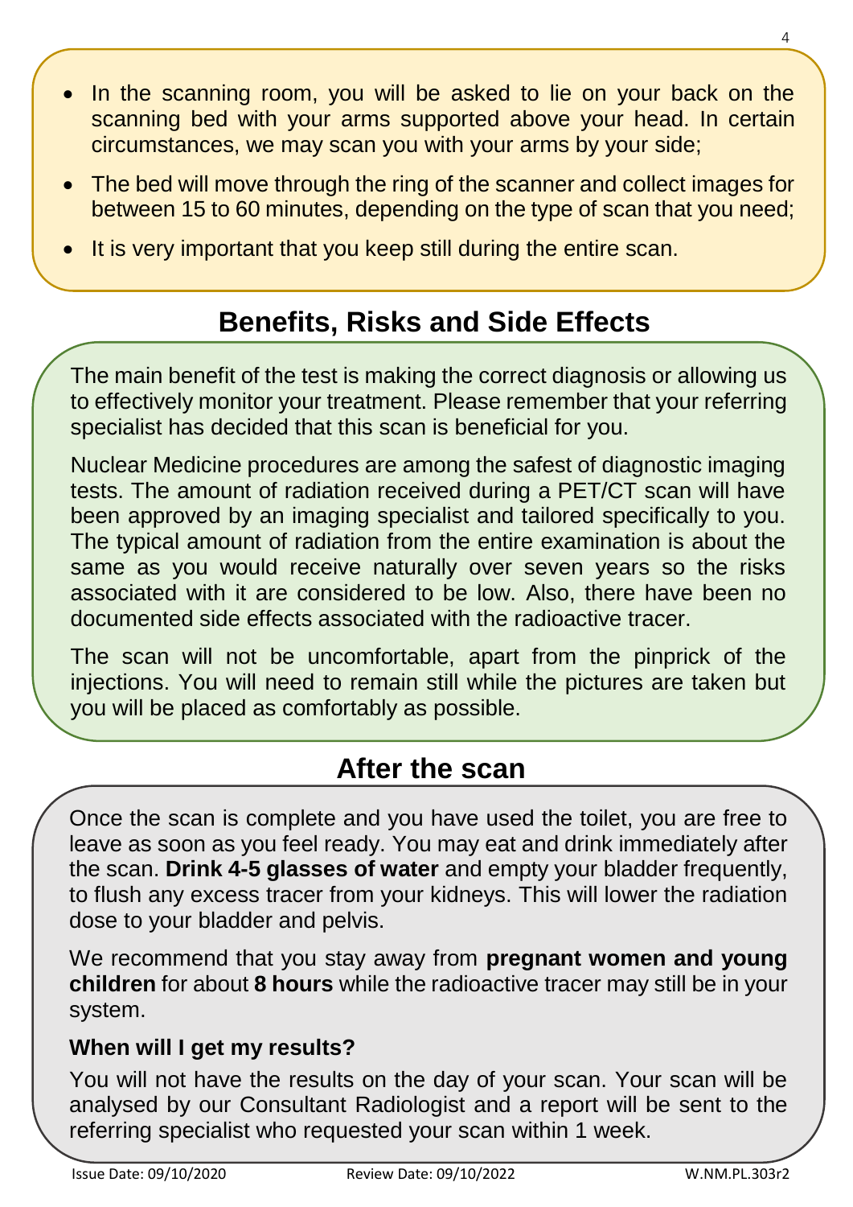- In the scanning room, you will be asked to lie on your back on the scanning bed with your arms supported above your head. In certain circumstances, we may scan you with your arms by your side;
- The bed will move through the ring of the scanner and collect images for between 15 to 60 minutes, depending on the type of scan that you need;
- It is very important that you keep still during the entire scan.

## Benefits, Risks and Side Effects

The main benefit of the test is making the correct diagnosis or allowing us to effectively monitor your treatment. Please remember that your referring specialist has decided that this scan is beneficial for you.

Nuclear Medicine procedures are among the safest of diagnostic imaging tests. The amount of radiation received during a PET/CT scan will have been approved by an imaging specialist and tailored specifically to you. The typical amount of radiation from the entire examination is about the same as you would receive naturally over seven years so the risks associated with it are considered to be low. Also, there have been no documented side effects associated with the radioactive tracer.

The scan will not be uncomfortable, apart from the pinprick of the injections. You will need to remain still while the pictures are taken but you will be placed as comfortably as possible.

## After the scan

Once the scan is complete and you have used the toilet, you are free to leave as soon as you feel ready. You may eat and drink immediately after the scan. **Drink 4-5 glasses of water** and empty your bladder frequently, to flush any excess tracer from your kidneys. This will lower the radiation dose to your bladder and pelvis.

We recommend that you stay away from **pregnant women and young children** for about **8 hours** while the radioactive tracer may still be in your system.

### When will I get my results?

You will not have the results on the day of your scan. Your scan will be analysed by our Consultant Radiologist and a report will be sent to the referring specialist who requested your scan within 1 week.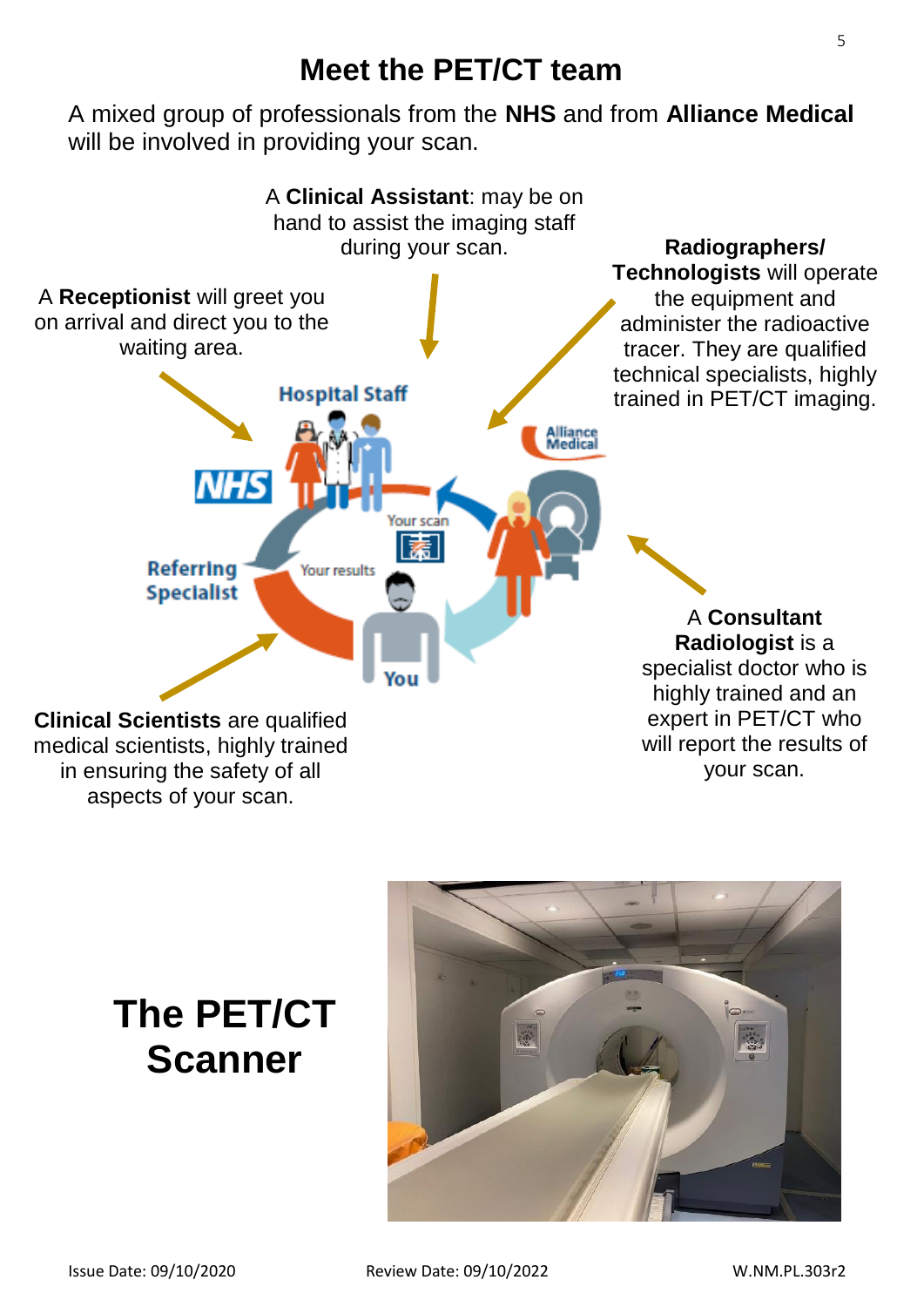# Meet the PET/CT team

A mixed group of professionals from the **NHS** and from **Alliance Medical** will be involved in providing your scan.

A **Clinical Assistant**: may be on hand to assist the imaging staff during your scan.

A **Receptionist** will greet you on arrival and direct you to the waiting area.

**Radiographers/ Technologists** will operate the equipment and administer the radioactive tracer. They are qualified technical specialists, highly trained in PET/CT imaging.

Hospital Staff

NHS

Alliance Medical

Your scan

Your results

Referring Specialist

You

A **Consultant Radiologist** is a specialist doctor who is highly trained and an expert in PET/CT who will report the results of your scan.

**Clinical Scientists** are qualified medical scientists, highly trained in ensuring the safety of all aspects of your scan.

# The PET/CT Scanner

Issue Date: 09/10/2020 Review Date: 09/10/2022 W.NM.PL.303r2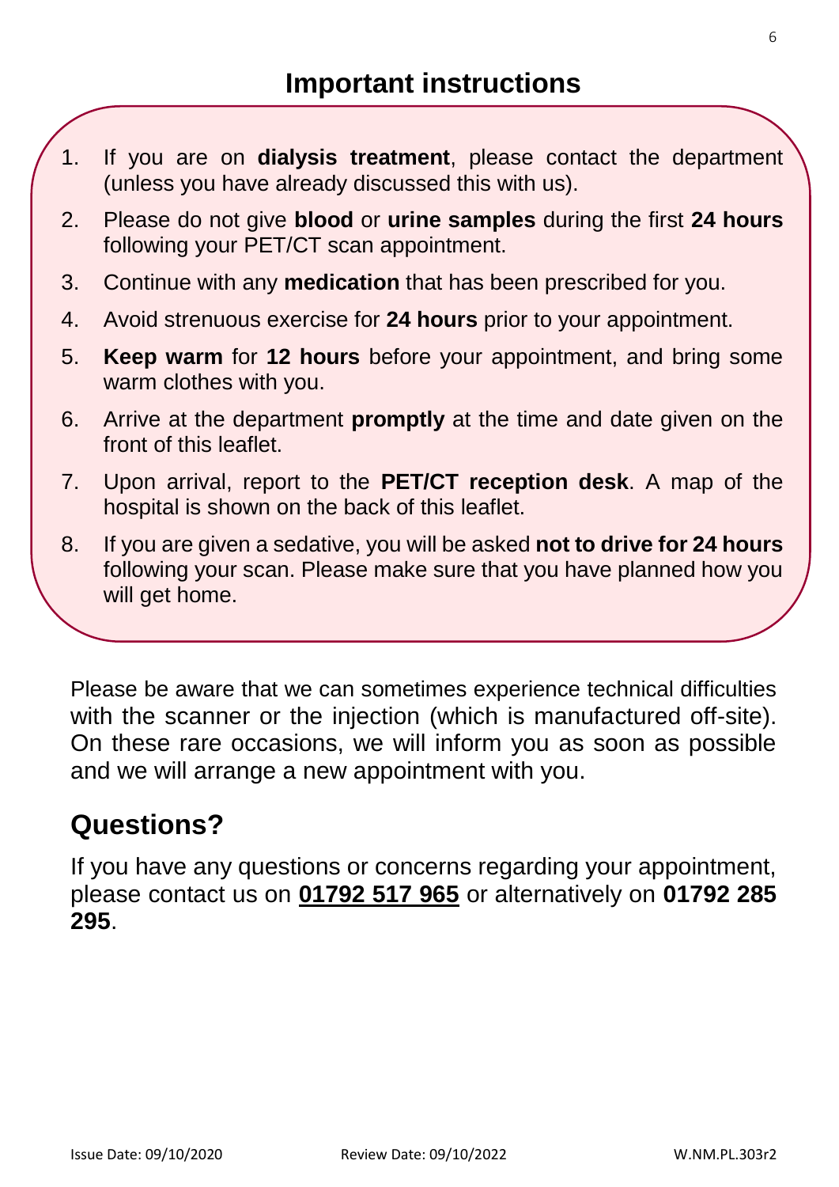# Important instructions

1. If you are on **dialysis treatment**, please contact the department (unless you have already discussed this with us).
2. Please do not give **blood** or **urine samples** during the first **24 hours** following your PET/CT scan appointment.
3. Continue with any **medication** that has been prescribed for you.
4. Avoid strenuous exercise for **24 hours** prior to your appointment.
5. **Keep warm** for **12 hours** before your appointment, and bring some warm clothes with you.
6. Arrive at the department **promptly** at the time and date given on the front of this leaflet.
7. Upon arrival, report to the **PET/CT reception desk**. A map of the hospital is shown on the back of this leaflet.
8. If you are given a sedative, you will be asked **not to drive for 24 hours** following your scan. Please make sure that you have planned how you will get home.

Please be aware that we can sometimes experience technical difficulties with the scanner or the injection (which is manufactured off-site). On these rare occasions, we will inform you as soon as possible and we will arrange a new appointment with you.

## Questions?

If you have any questions or concerns regarding your appointment, please contact us on **01792 517 965** or alternatively on **01792 285 295**.

Issue Date: 09/10/2020 Review Date: 09/10/2022 W.NM.PL.303r2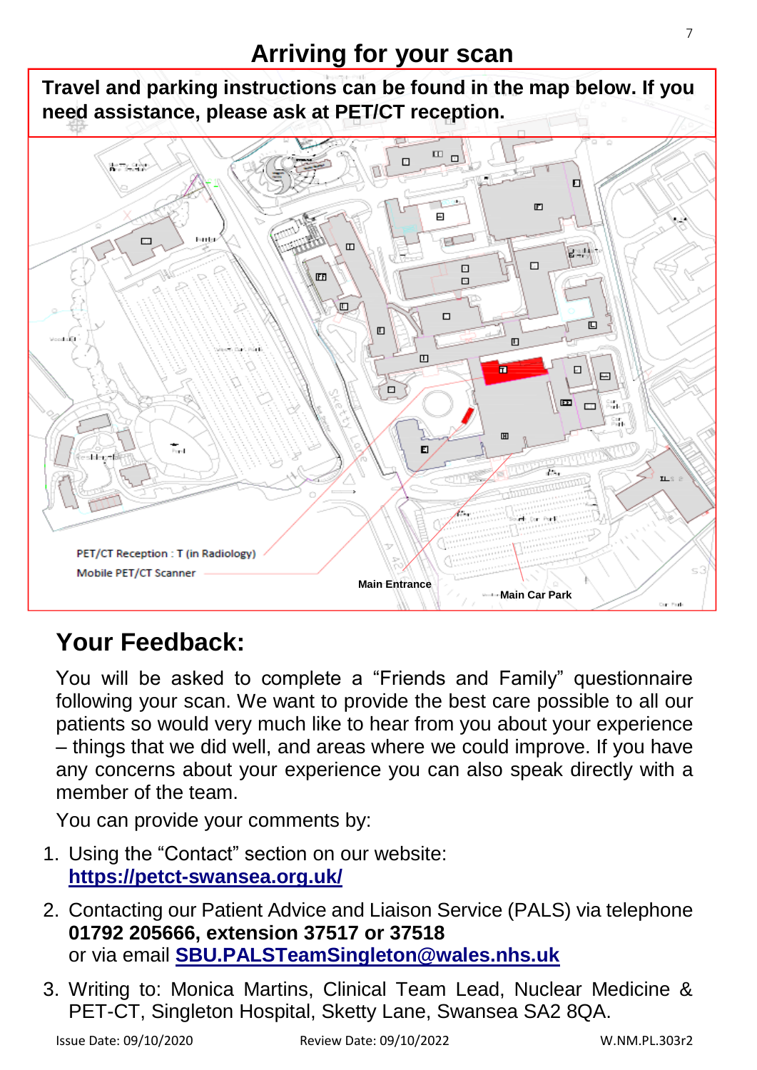# Arriving for your scan

**Travel and parking instructions can be found in the map below. If you need assistance, please ask at PET/CT reception.**

PET/CT Reception : T (in Radiology)

Mobile PET/CT Scanner

**Main Entrance**

**Main Car Park**

## Your Feedback:

You will be asked to complete a "Friends and Family" questionnaire following your scan. We want to provide the best care possible to all our patients so would very much like to hear from you about your experience – things that we did well, and areas where we could improve. If you have any concerns about your experience you can also speak directly with a member of the team.

You can provide your comments by:

1. Using the "Contact" section on our website: **https://petct-swansea.org.uk/**
2. Contacting our Patient Advice and Liaison Service (PALS) via telephone **01792 205666, extension 37517 or 37518** or via email **SBU.PALSTeamSingleton@wales.nhs.uk**
3. Writing to: Monica Martins, Clinical Team Lead, Nuclear Medicine & PET-CT, Singleton Hospital, Sketty Lane, Swansea SA2 8QA.

Issue Date: 09/10/2020 Review Date: 09/10/2022 W.NM.PL.303r2